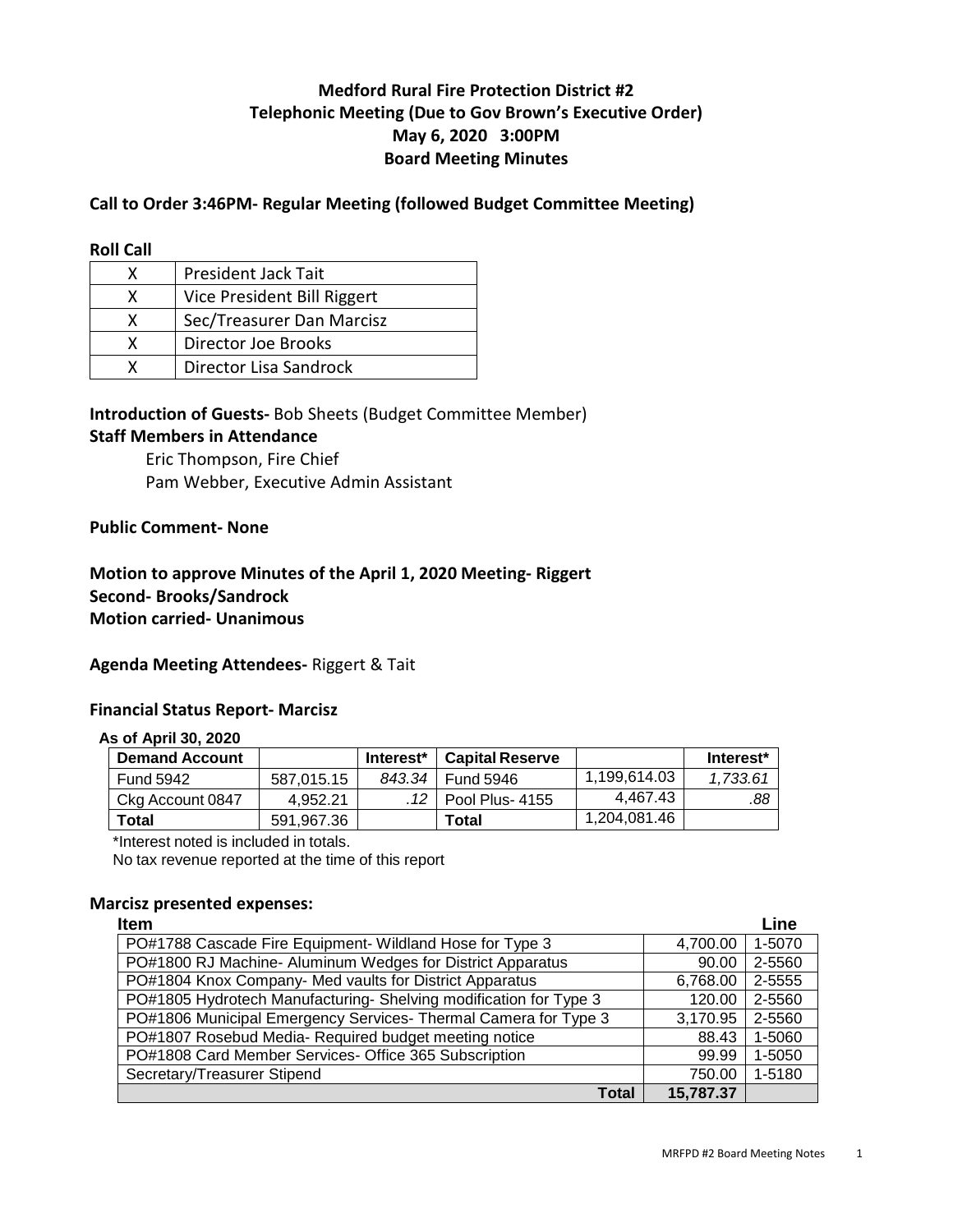# Medford Rural Fire Protection District #2
## Telephonic Meeting (Due to Gov Brown's Executive Order)
## May 6, 2020 3:00PM
## Board Meeting Minutes

**Call to Order 3:46PM- Regular Meeting (followed Budget Committee Meeting)**

**Roll Call**

| | |
|---|---|
| X | President Jack Tait |
| X | Vice President Bill Riggert |
| X | Sec/Treasurer Dan Marcisz |
| X | Director Joe Brooks |
| X | Director Lisa Sandrock |

**Introduction of Guests-** Bob Sheets (Budget Committee Member)

**Staff Members in Attendance**

Eric Thompson, Fire Chief
Pam Webber, Executive Admin Assistant

**Public Comment- None**

**Motion to approve Minutes of the April 1, 2020 Meeting- Riggert**
**Second- Brooks/Sandrock**
**Motion carried- Unanimous**

**Agenda Meeting Attendees-** Riggert & Tait

**Financial Status Report- Marcisz**

**As of April 30, 2020**

| Demand Account | | Interest* | Capital Reserve | | Interest* |
|---|---|---|---|---|---|
| Fund 5942 | 587,015.15 | *843.34* | Fund 5946 | 1,199,614.03 | *1,733.61* |
| Ckg Account 0847 | 4,952.21 | *.12* | Pool Plus- 4155 | 4,467.43 | *.88* |
| **Total** | 591,967.36 | | **Total** | 1,204,081.46 | |

\*Interest noted is included in totals.
No tax revenue reported at the time of this report

**Marcisz presented expenses:**

| Item | | Line |
|---|---|---|
| PO#1788 Cascade Fire Equipment- Wildland Hose for Type 3 | 4,700.00 | 1-5070 |
| PO#1800 RJ Machine- Aluminum Wedges for District Apparatus | 90.00 | 2-5560 |
| PO#1804 Knox Company- Med vaults for District Apparatus | 6,768.00 | 2-5555 |
| PO#1805 Hydrotech Manufacturing- Shelving modification for Type 3 | 120.00 | 2-5560 |
| PO#1806 Municipal Emergency Services- Thermal Camera for Type 3 | 3,170.95 | 2-5560 |
| PO#1807 Rosebud Media- Required budget meeting notice | 88.43 | 1-5060 |
| PO#1808 Card Member Services- Office 365 Subscription | 99.99 | 1-5050 |
| Secretary/Treasurer Stipend | 750.00 | 1-5180 |
| **Total** | **15,787.37** | |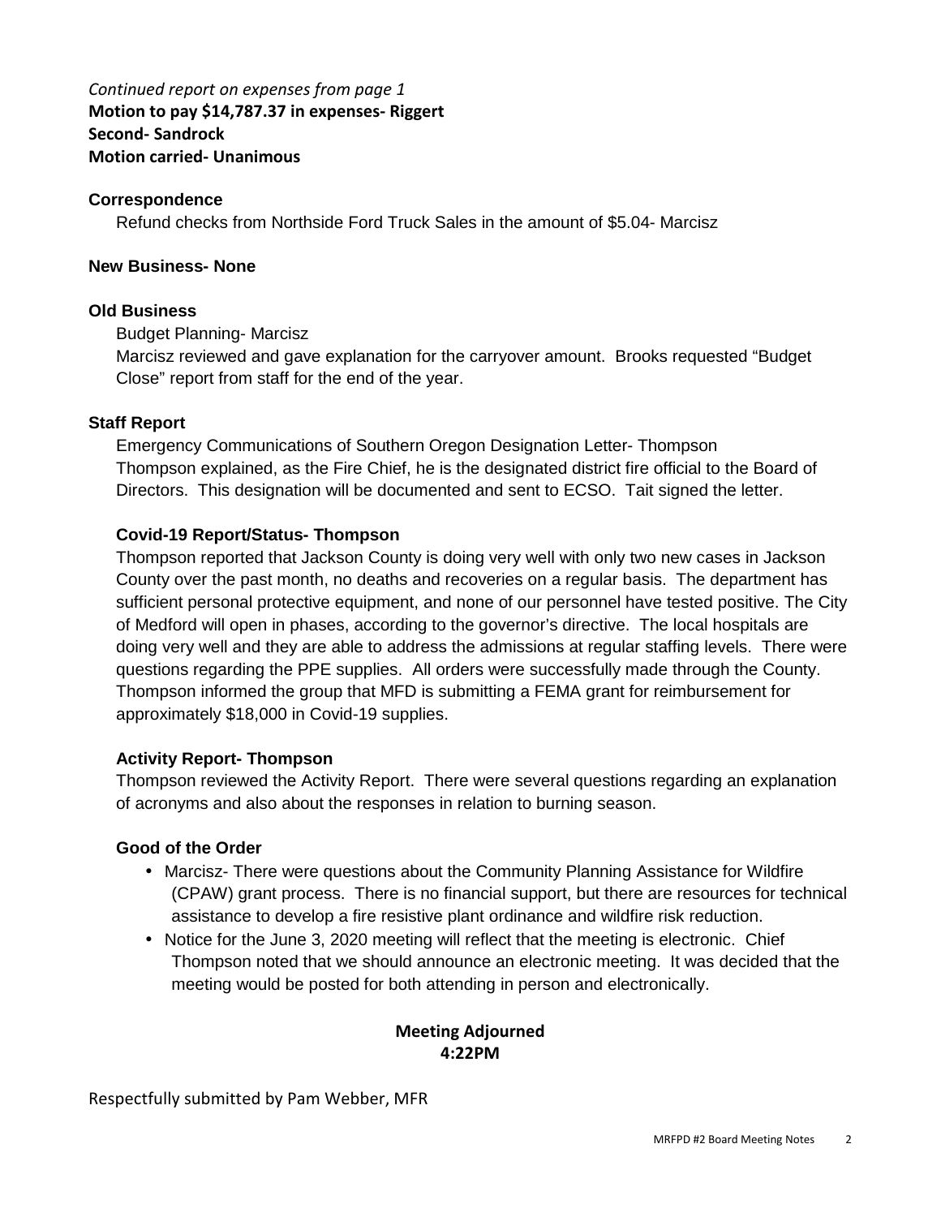*Continued report on expenses from page 1*

**Motion to pay $14,787.37 in expenses- Riggert**
**Second- Sandrock**
**Motion carried- Unanimous**

**Correspondence**

Refund checks from Northside Ford Truck Sales in the amount of $5.04- Marcisz

**New Business- None**

**Old Business**

Budget Planning- Marcisz
Marcisz reviewed and gave explanation for the carryover amount. Brooks requested "Budget Close" report from staff for the end of the year.

**Staff Report**

Emergency Communications of Southern Oregon Designation Letter- Thompson
Thompson explained, as the Fire Chief, he is the designated district fire official to the Board of Directors. This designation will be documented and sent to ECSO. Tait signed the letter.

**Covid-19 Report/Status- Thompson**

Thompson reported that Jackson County is doing very well with only two new cases in Jackson County over the past month, no deaths and recoveries on a regular basis. The department has sufficient personal protective equipment, and none of our personnel have tested positive. The City of Medford will open in phases, according to the governor's directive. The local hospitals are doing very well and they are able to address the admissions at regular staffing levels. There were questions regarding the PPE supplies. All orders were successfully made through the County. Thompson informed the group that MFD is submitting a FEMA grant for reimbursement for approximately $18,000 in Covid-19 supplies.

**Activity Report- Thompson**

Thompson reviewed the Activity Report. There were several questions regarding an explanation of acronyms and also about the responses in relation to burning season.

**Good of the Order**

- Marcisz- There were questions about the Community Planning Assistance for Wildfire (CPAW) grant process. There is no financial support, but there are resources for technical assistance to develop a fire resistive plant ordinance and wildfire risk reduction.
- Notice for the June 3, 2020 meeting will reflect that the meeting is electronic. Chief Thompson noted that we should announce an electronic meeting. It was decided that the meeting would be posted for both attending in person and electronically.

**Meeting Adjourned**
**4:22PM**

Respectfully submitted by Pam Webber, MFR